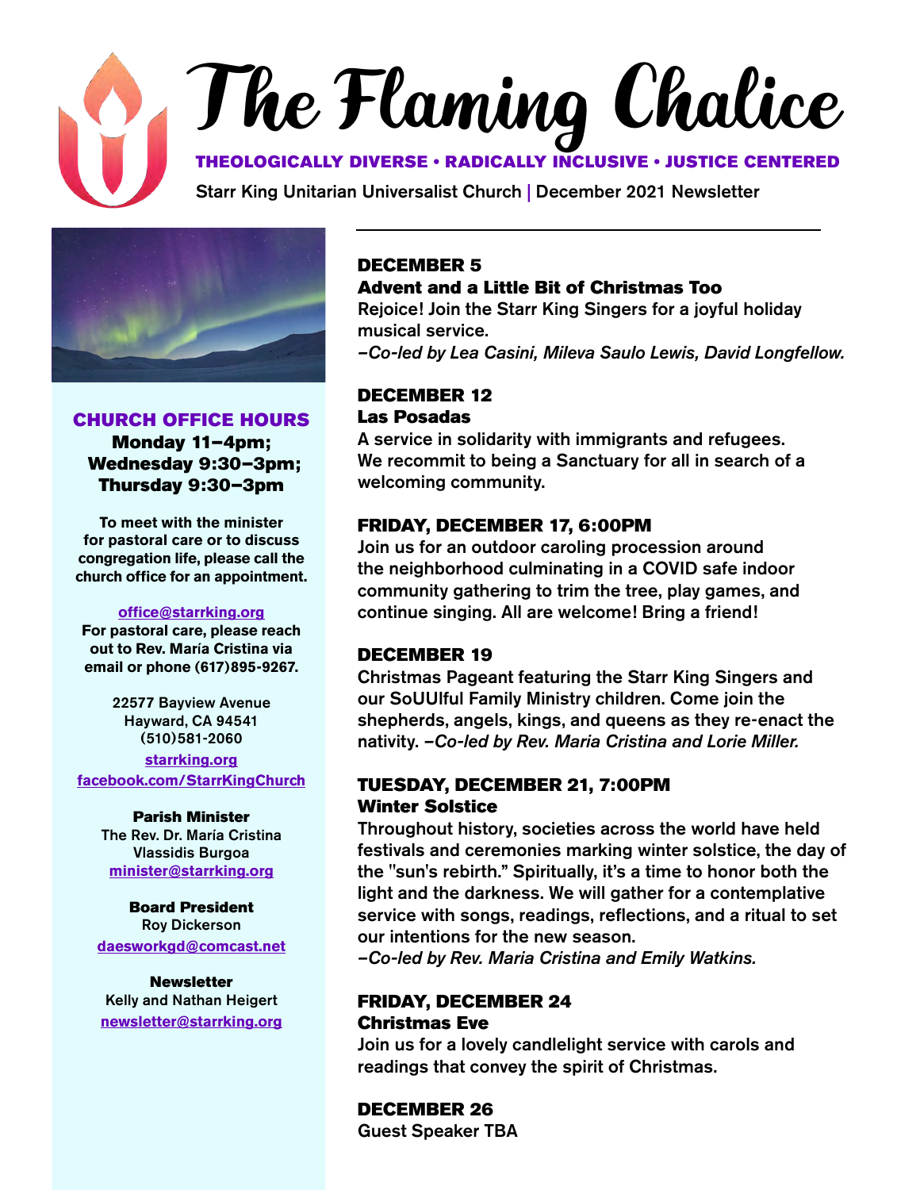# The Flaming Chalice

**THEOLOGICALLY DIVERSE • RADICALLY INCLUSIVE • JUSTICE CENTERED**

**Starr King Unitarian Universalist Church | December 2021 Newsletter**

## CHURCH OFFICE HOURS

**Monday 11–4pm;**
**Wednesday 9:30–3pm;**
**Thursday 9:30–3pm**

**To meet with the minister for pastoral care or to discuss congregation life, please call the church office for an appointment.**

**office@starrking.org**
**For pastoral care, please reach out to Rev. María Cristina via email or phone (617)895-9267.**

22577 Bayview Avenue
Hayward, CA 94541
(510)581-2060
starrking.org
facebook.com/StarrKingChurch

**Parish Minister**
The Rev. Dr. María Cristina Vlassidis Burgoa
minister@starrking.org

**Board President**
Roy Dickerson
daesworkgd@comcast.net

**Newsletter**
Kelly and Nathan Heigert
newsletter@starrking.org

### DECEMBER 5
**Advent and a Little Bit of Christmas Too**

Rejoice! Join the Starr King Singers for a joyful holiday musical service.
*–Co-led by Lea Casini, Mileva Saulo Lewis, David Longfellow.*

### DECEMBER 12
**Las Posadas**

A service in solidarity with immigrants and refugees. We recommit to being a Sanctuary for all in search of a welcoming community.

### FRIDAY, DECEMBER 17, 6:00PM

Join us for an outdoor caroling procession around the neighborhood culminating in a COVID safe indoor community gathering to trim the tree, play games, and continue singing. All are welcome! Bring a friend!

### DECEMBER 19

Christmas Pageant featuring the Starr King Singers and our SoUUlful Family Ministry children. Come join the shepherds, angels, kings, and queens as they re-enact the nativity. *–Co-led by Rev. Maria Cristina and Lorie Miller.*

### TUESDAY, DECEMBER 21, 7:00PM
**Winter Solstice**

Throughout history, societies across the world have held festivals and ceremonies marking winter solstice, the day of the "sun's rebirth." Spiritually, it's a time to honor both the light and the darkness. We will gather for a contemplative service with songs, readings, reflections, and a ritual to set our intentions for the new season.
*–Co-led by Rev. Maria Cristina and Emily Watkins.*

### FRIDAY, DECEMBER 24
**Christmas Eve**

Join us for a lovely candlelight service with carols and readings that convey the spirit of Christmas.

### DECEMBER 26

Guest Speaker TBA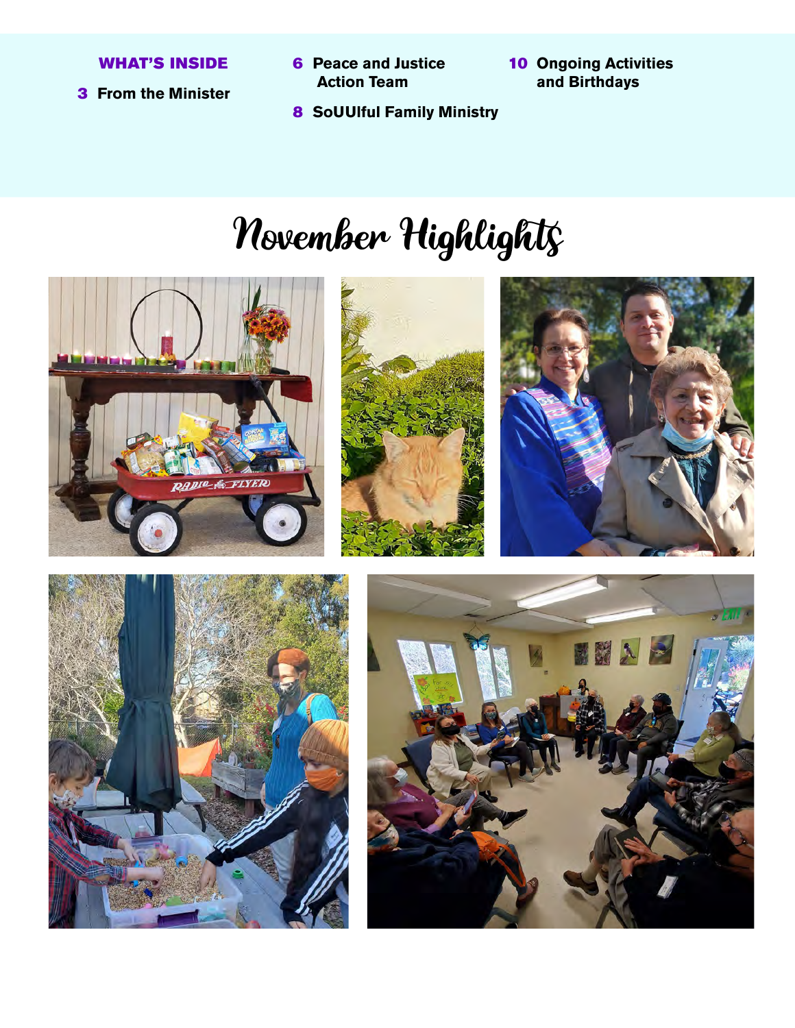**WHAT'S INSIDE**

**3** From the Minister

**6** Peace and Justice Action Team

**8** SoUUlful Family Ministry

**10** Ongoing Activities and Birthdays

# November Highlights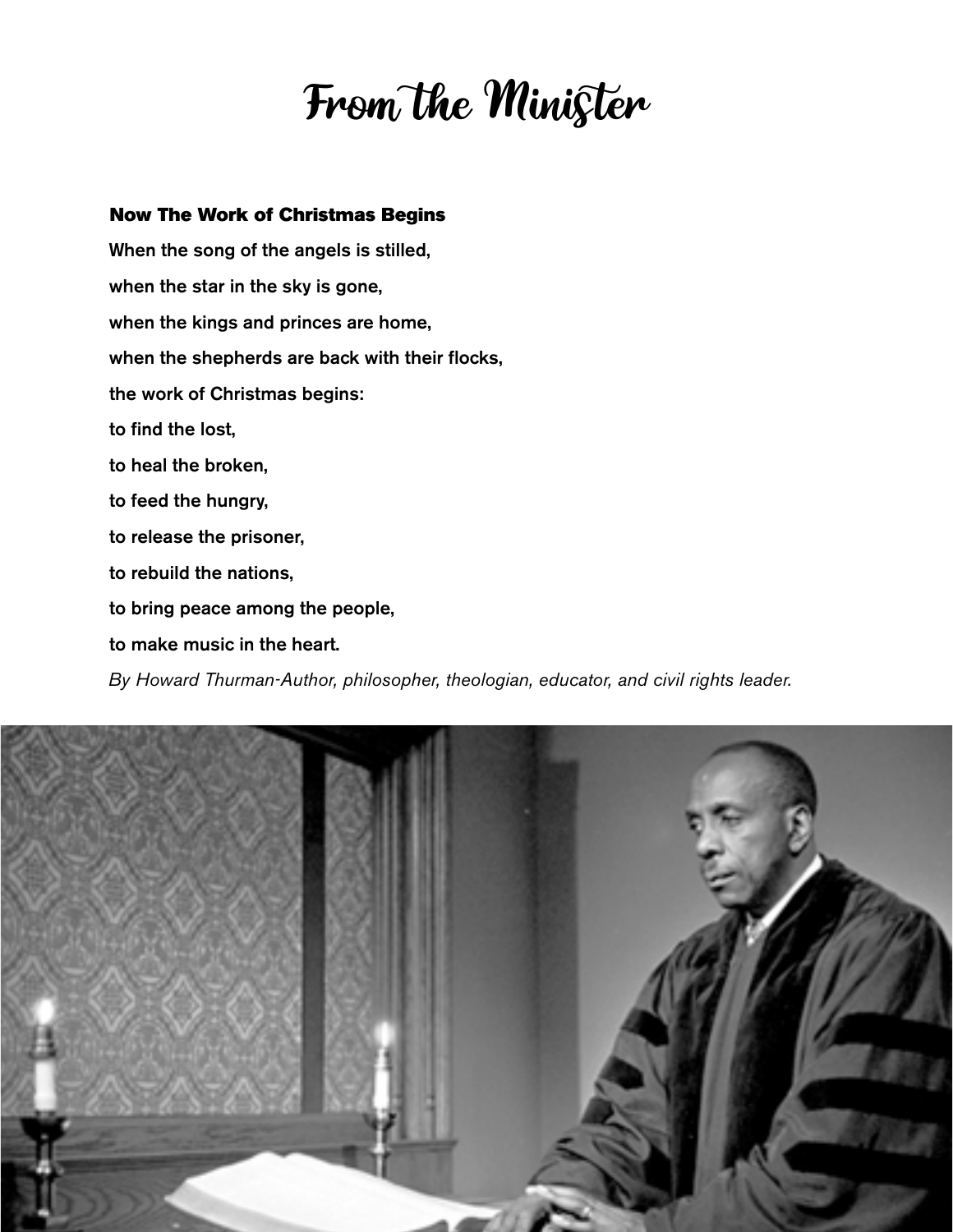# From the Minister

**Now The Work of Christmas Begins**

When the song of the angels is stilled,

when the star in the sky is gone,

when the kings and princes are home,

when the shepherds are back with their flocks,

the work of Christmas begins:

to find the lost,

to heal the broken,

to feed the hungry,

to release the prisoner,

to rebuild the nations,

to bring peace among the people,

to make music in the heart.

*By Howard Thurman-Author, philosopher, theologian, educator, and civil rights leader.*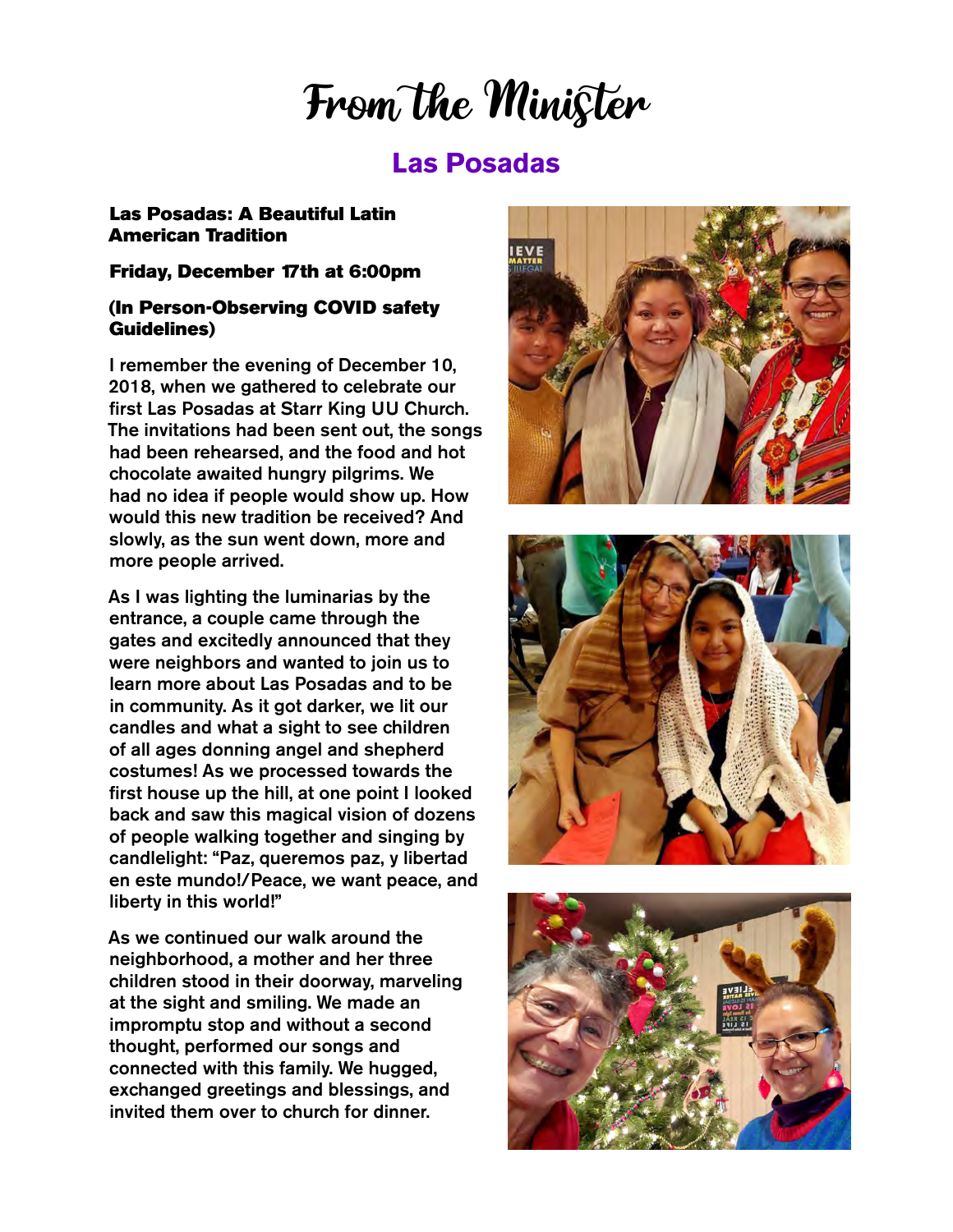# From the Minister

## Las Posadas

**Las Posadas: A Beautiful Latin American Tradition**

**Friday, December 17th at 6:00pm**

**(In Person-Observing COVID safety Guidelines)**

I remember the evening of December 10, 2018, when we gathered to celebrate our first Las Posadas at Starr King UU Church. The invitations had been sent out, the songs had been rehearsed, and the food and hot chocolate awaited hungry pilgrims. We had no idea if people would show up. How would this new tradition be received? And slowly, as the sun went down, more and more people arrived.

As I was lighting the luminarias by the entrance, a couple came through the gates and excitedly announced that they were neighbors and wanted to join us to learn more about Las Posadas and to be in community. As it got darker, we lit our candles and what a sight to see children of all ages donning angel and shepherd costumes! As we processed towards the first house up the hill, at one point I looked back and saw this magical vision of dozens of people walking together and singing by candlelight: "Paz, queremos paz, y libertad en este mundo!/Peace, we want peace, and liberty in this world!"

As we continued our walk around the neighborhood, a mother and her three children stood in their doorway, marveling at the sight and smiling. We made an impromptu stop and without a second thought, performed our songs and connected with this family. We hugged, exchanged greetings and blessings, and invited them over to church for dinner.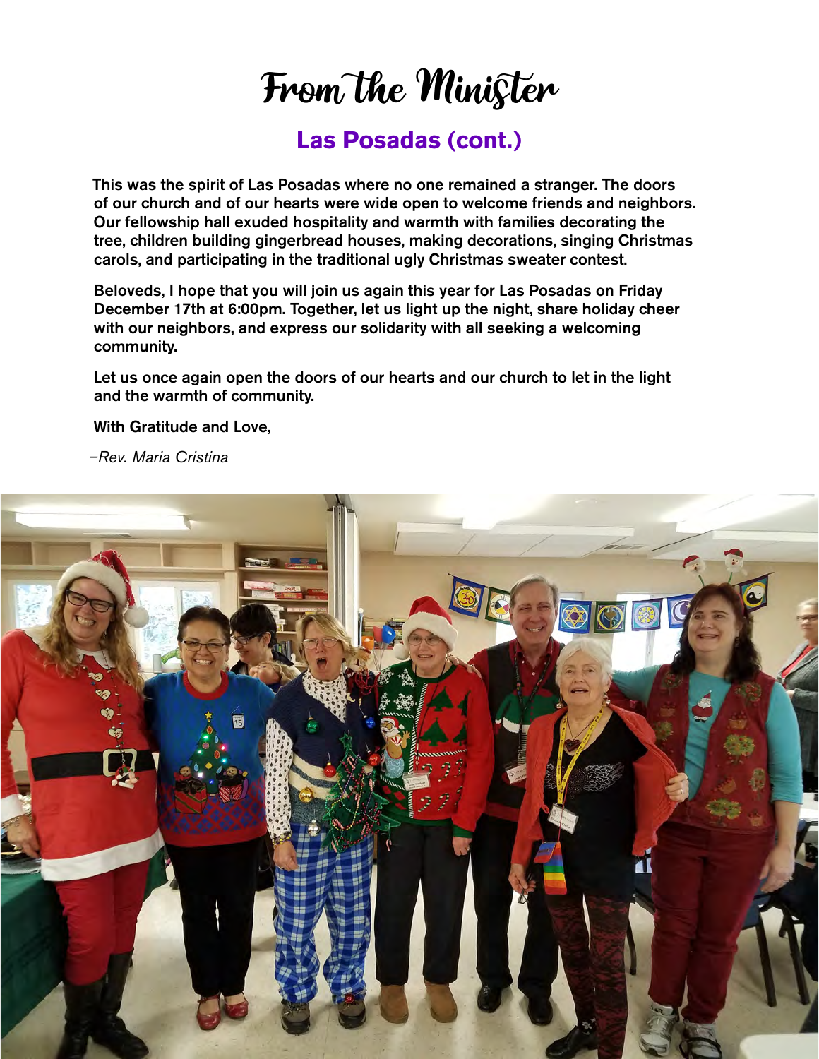# From the Minister

## Las Posadas (cont.)

This was the spirit of Las Posadas where no one remained a stranger. The doors of our church and of our hearts were wide open to welcome friends and neighbors. Our fellowship hall exuded hospitality and warmth with families decorating the tree, children building gingerbread houses, making decorations, singing Christmas carols, and participating in the traditional ugly Christmas sweater contest.

Beloveds, I hope that you will join us again this year for Las Posadas on Friday December 17th at 6:00pm. Together, let us light up the night, share holiday cheer with our neighbors, and express our solidarity with all seeking a welcoming community.

Let us once again open the doors of our hearts and our church to let in the light and the warmth of community.

With Gratitude and Love,

*–Rev. Maria Cristina*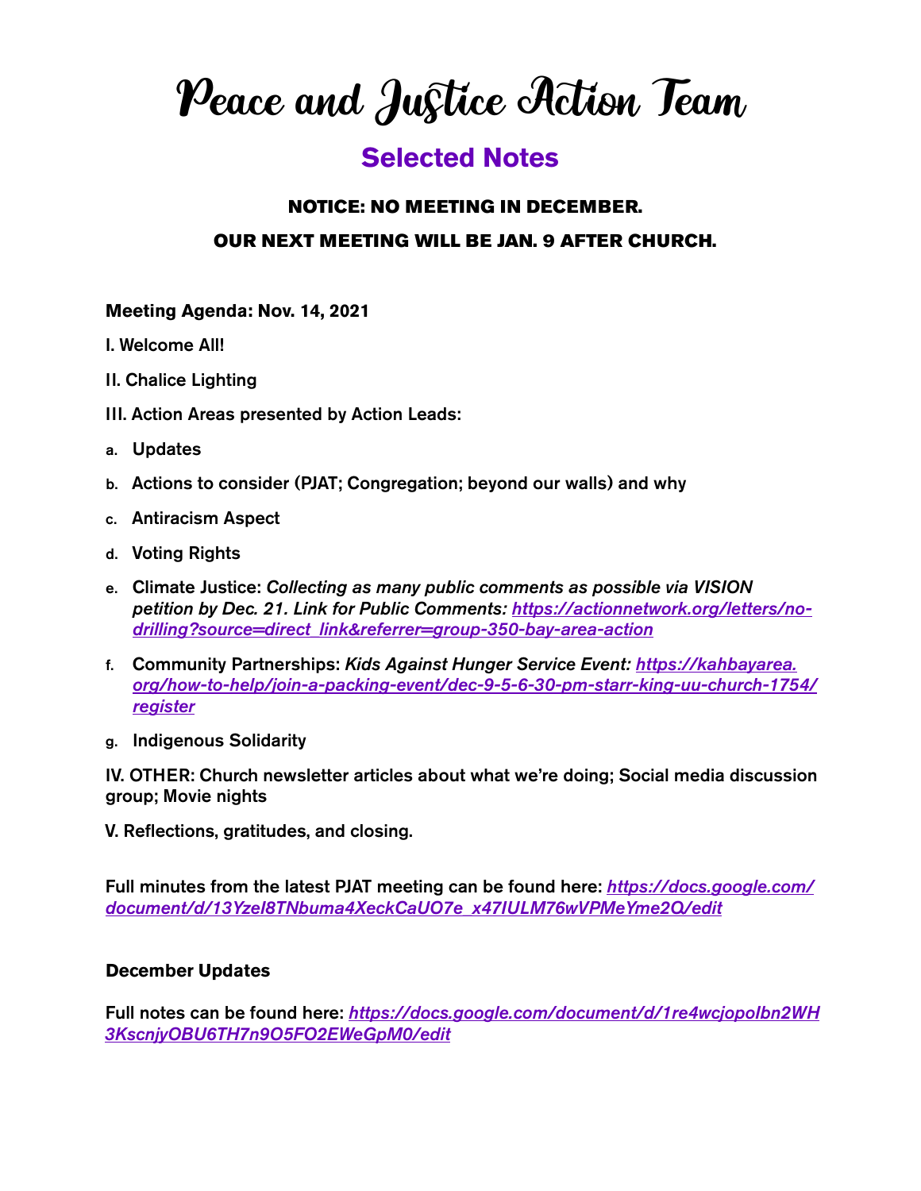# Peace and Justice Action Team

## Selected Notes

### NOTICE: NO MEETING IN DECEMBER.

### OUR NEXT MEETING WILL BE JAN. 9 AFTER CHURCH.

**Meeting Agenda: Nov. 14, 2021**

I. Welcome All!

II. Chalice Lighting

III. Action Areas presented by Action Leads:

a. Updates

b. Actions to consider (PJAT; Congregation; beyond our walls) and why

c. Antiracism Aspect

d. Voting Rights

e. Climate Justice: *Collecting as many public comments as possible via VISION petition by Dec. 21. Link for Public Comments: https://actionnetwork.org/letters/no-drilling?source=direct_link&referrer=group-350-bay-area-action*

f. Community Partnerships: *Kids Against Hunger Service Event: https://kahbayarea.org/how-to-help/join-a-packing-event/dec-9-5-6-30-pm-starr-king-uu-church-1754/register*

g. Indigenous Solidarity

IV. OTHER: Church newsletter articles about what we're doing; Social media discussion group; Movie nights

V. Reflections, gratitudes, and closing.

Full minutes from the latest PJAT meeting can be found here: *https://docs.google.com/document/d/13Yzel8TNbuma4XeckCaUO7e_x47IULM76wVPMeYme2Q/edit*

**December Updates**

Full notes can be found here: *https://docs.google.com/document/d/1re4wcjopoIbn2WH3KscnjyOBU6TH7n9O5FO2EWeGpM0/edit*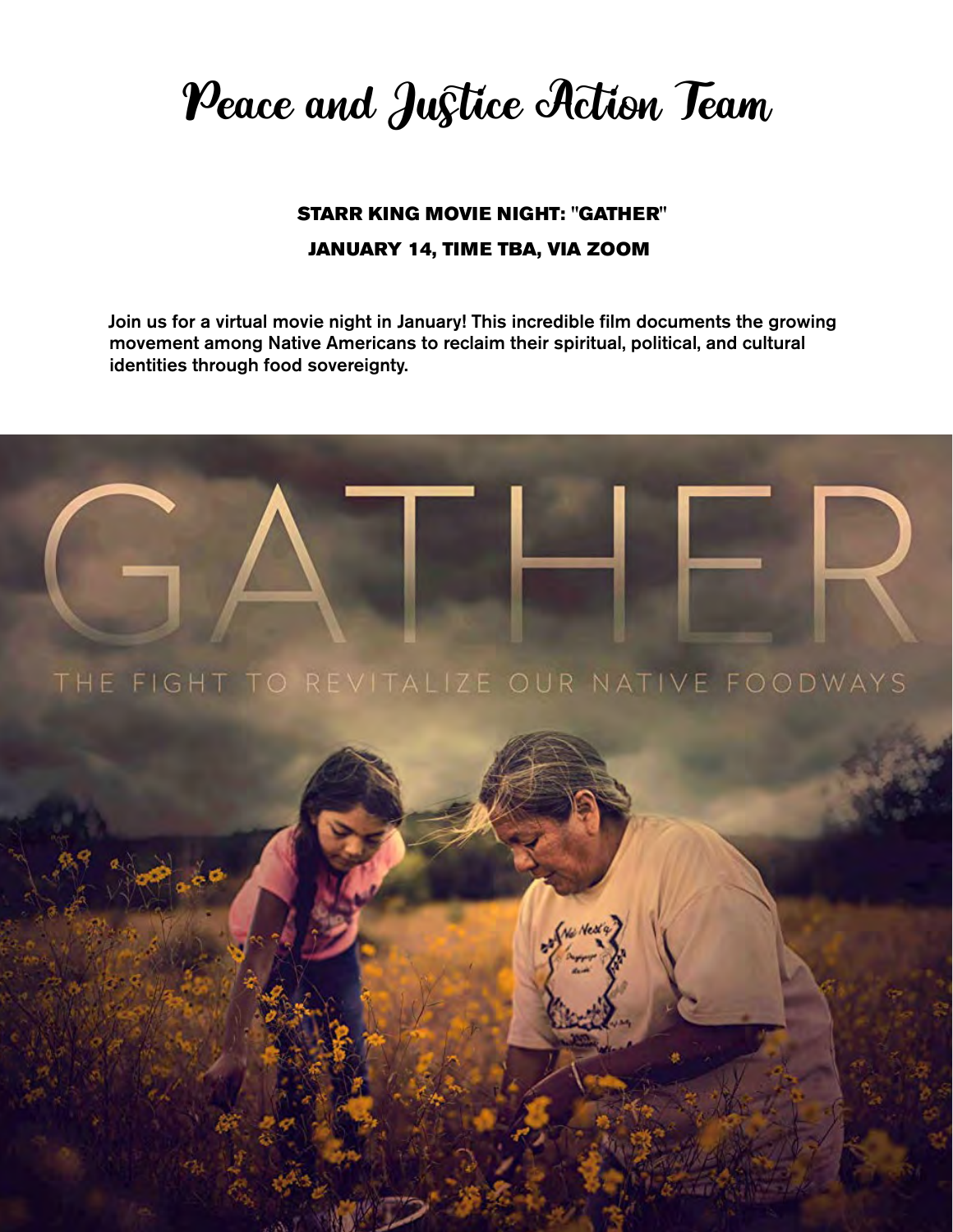# Peace and Justice Action Team

**STARR KING MOVIE NIGHT: "GATHER"**

**JANUARY 14, TIME TBA, VIA ZOOM**

Join us for a virtual movie night in January! This incredible film documents the growing movement among Native Americans to reclaim their spiritual, political, and cultural identities through food sovereignty.

GATHER

THE FIGHT TO REVITALIZE OUR NATIVE FOODWAYS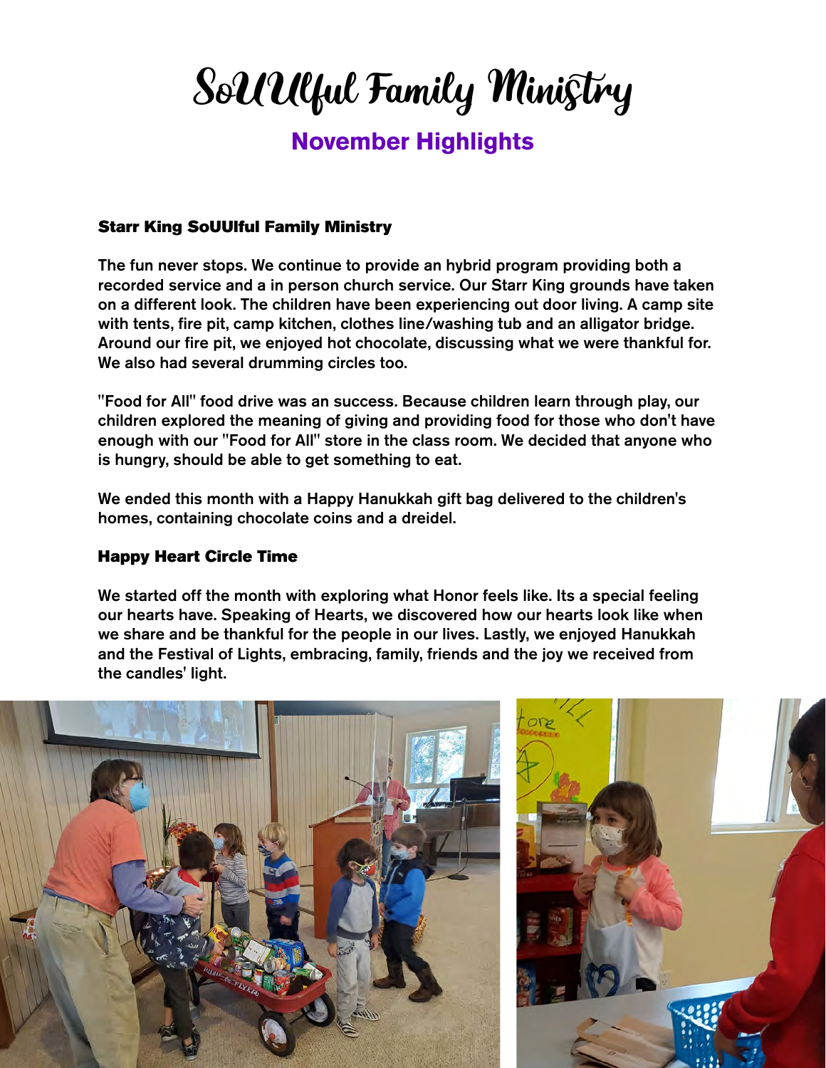# SoUUlful Family Ministry

## November Highlights

### Starr King SoUUlful Family Ministry

The fun never stops. We continue to provide an hybrid program providing both a recorded service and a in person church service. Our Starr King grounds have taken on a different look. The children have been experiencing out door living. A camp site with tents, fire pit, camp kitchen, clothes line/washing tub and an alligator bridge. Around our fire pit, we enjoyed hot chocolate, discussing what we were thankful for. We also had several drumming circles too.

"Food for All" food drive was an success. Because children learn through play, our children explored the meaning of giving and providing food for those who don't have enough with our "Food for All" store in the class room. We decided that anyone who is hungry, should be able to get something to eat.

We ended this month with a Happy Hanukkah gift bag delivered to the children's homes, containing chocolate coins and a dreidel.

### Happy Heart Circle Time

We started off the month with exploring what Honor feels like. Its a special feeling our hearts have. Speaking of Hearts, we discovered how our hearts look like when we share and be thankful for the people in our lives. Lastly, we enjoyed Hanukkah and the Festival of Lights, embracing, family, friends and the joy we received from the candles' light.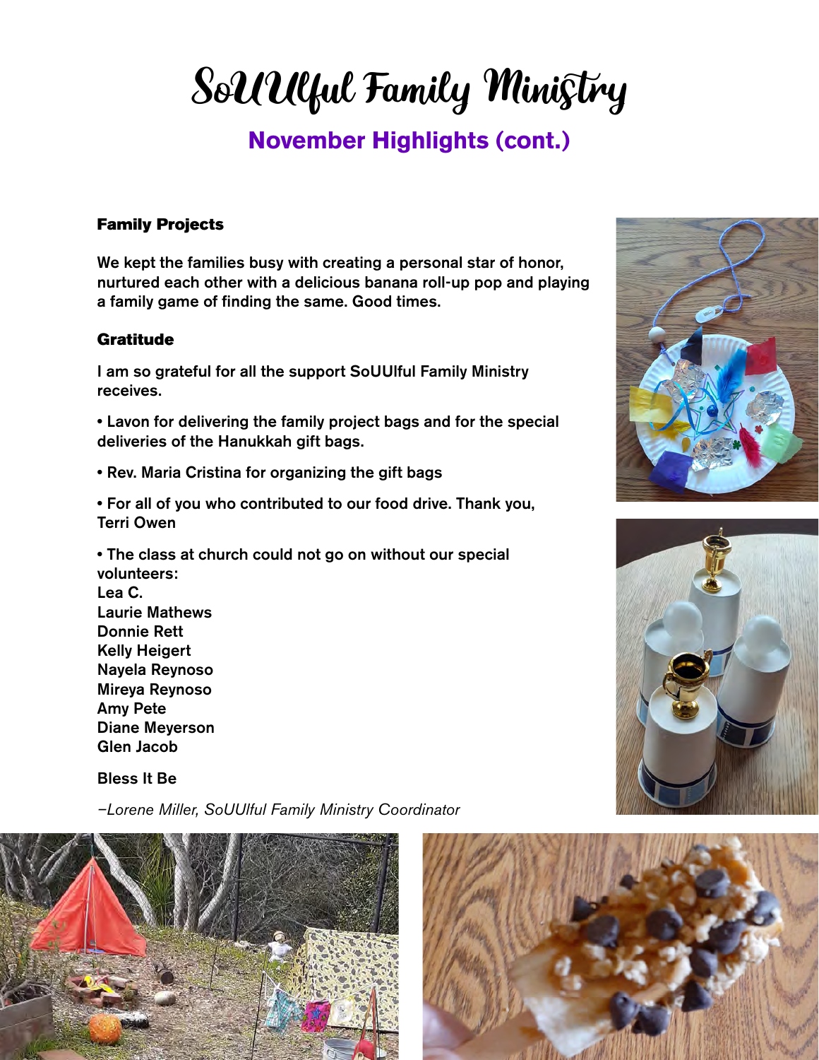# SoUUlful Family Ministry

## November Highlights (cont.)

### Family Projects

We kept the families busy with creating a personal star of honor, nurtured each other with a delicious banana roll-up pop and playing a family game of finding the same. Good times.

### Gratitude

I am so grateful for all the support SoUUlful Family Ministry receives.

• Lavon for delivering the family project bags and for the special deliveries of the Hanukkah gift bags.

• Rev. Maria Cristina for organizing the gift bags

• For all of you who contributed to our food drive. Thank you, Terri Owen

• The class at church could not go on without our special volunteers:
Lea C.
Laurie Mathews
Donnie Rett
Kelly Heigert
Nayela Reynoso
Mireya Reynoso
Amy Pete
Diane Meyerson
Glen Jacob

Bless It Be

*–Lorene Miller, SoUUlful Family Ministry Coordinator*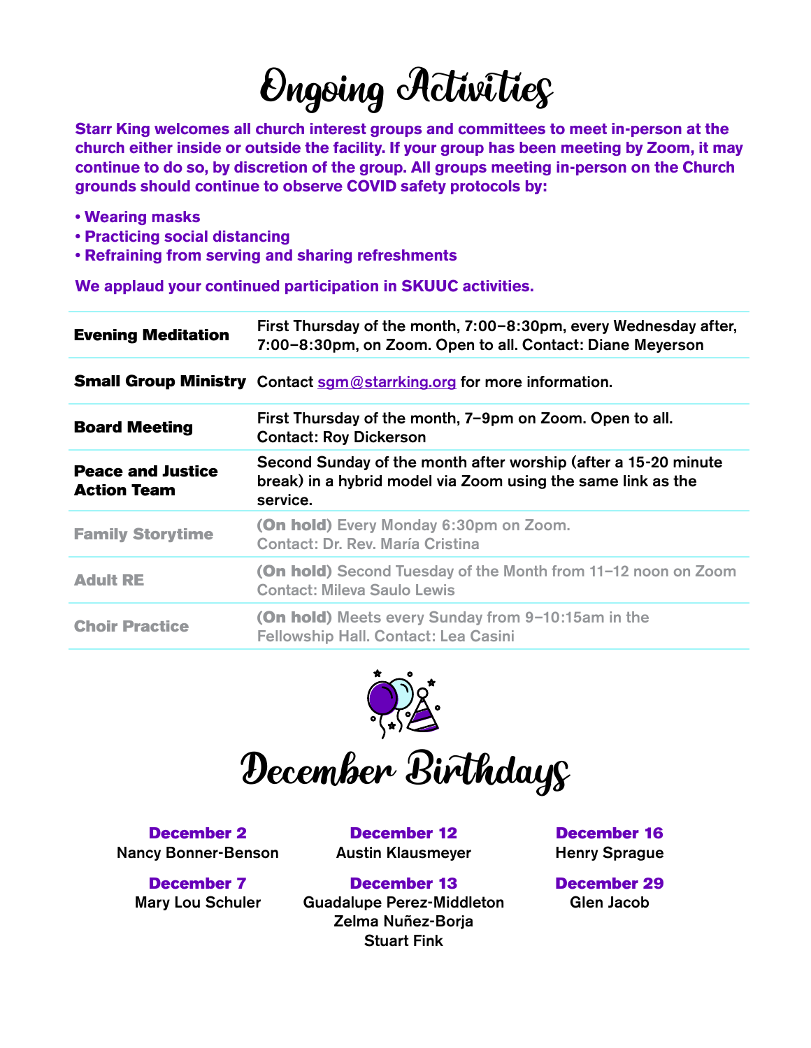# Ongoing Activities

**Starr King welcomes all church interest groups and committees to meet in-person at the church either inside or outside the facility. If your group has been meeting by Zoom, it may continue to do so, by discretion of the group. All groups meeting in-person on the Church grounds should continue to observe COVID safety protocols by:**

- **Wearing masks**
- **Practicing social distancing**
- **Refraining from serving and sharing refreshments**

**We applaud your continued participation in SKUUC activities.**

| | |
|---|---|
| **Evening Meditation** | First Thursday of the month, 7:00–8:30pm, every Wednesday after, 7:00–8:30pm, on Zoom. Open to all. Contact: Diane Meyerson |
| **Small Group Ministry** | Contact sgm@starrking.org for more information. |
| **Board Meeting** | First Thursday of the month, 7–9pm on Zoom. Open to all. Contact: Roy Dickerson |
| **Peace and Justice Action Team** | Second Sunday of the month after worship (after a 15-20 minute break) in a hybrid model via Zoom using the same link as the service. |
| **Family Storytime** | **(On hold)** Every Monday 6:30pm on Zoom. Contact: Dr. Rev. María Cristina |
| **Adult RE** | **(On hold)** Second Tuesday of the Month from 11–12 noon on Zoom Contact: Mileva Saulo Lewis |
| **Choir Practice** | **(On hold)** Meets every Sunday from 9–10:15am in the Fellowship Hall. Contact: Lea Casini |

# December Birthdays

**December 2**
Nancy Bonner-Benson

**December 7**
Mary Lou Schuler

**December 12**
Austin Klausmeyer

**December 13**
Guadalupe Perez-Middleton
Zelma Nuñez-Borja
Stuart Fink

**December 16**
Henry Sprague

**December 29**
Glen Jacob